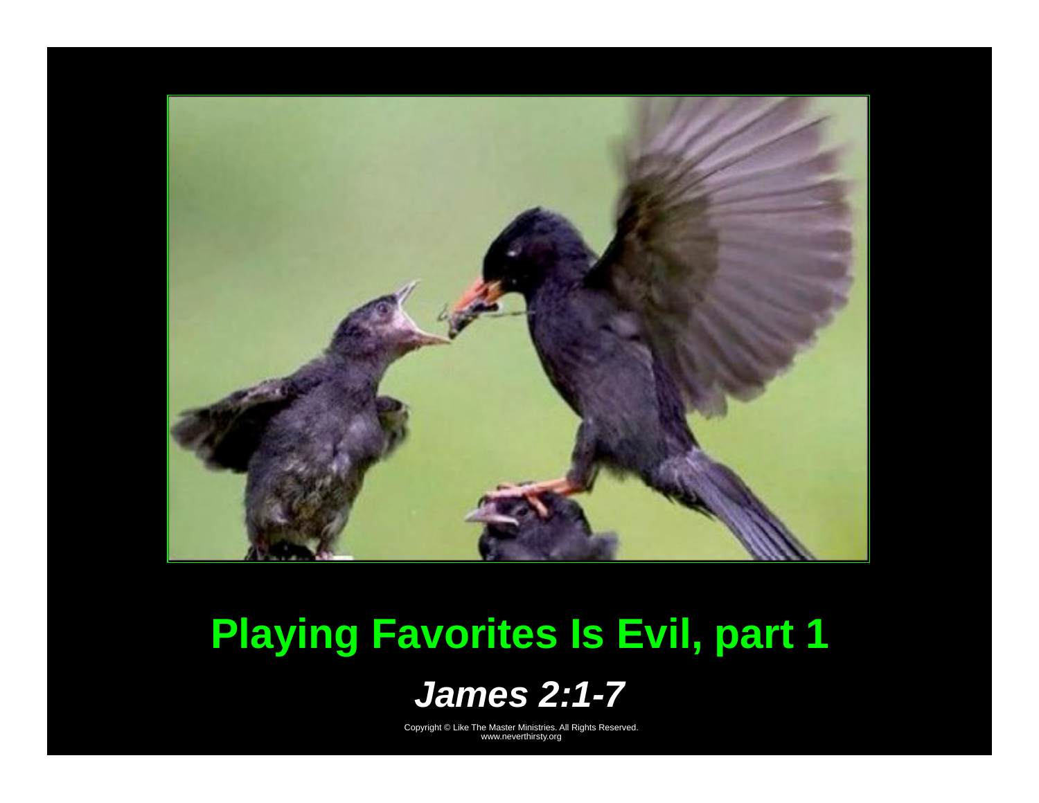# Playing Favorites Is Evil, part 1

## *James 2:1-7*

Copyright © Like The Master Ministries. All Rights Reserved.
www.neverthirsty.org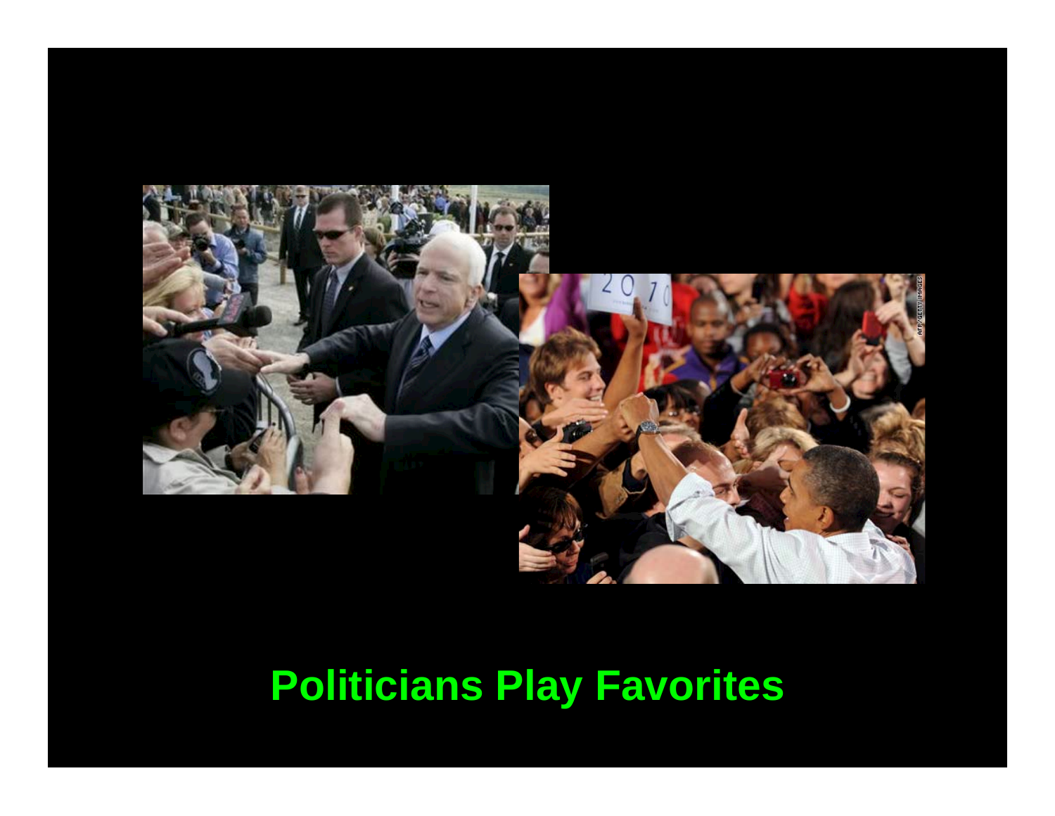# Politicians Play Favorites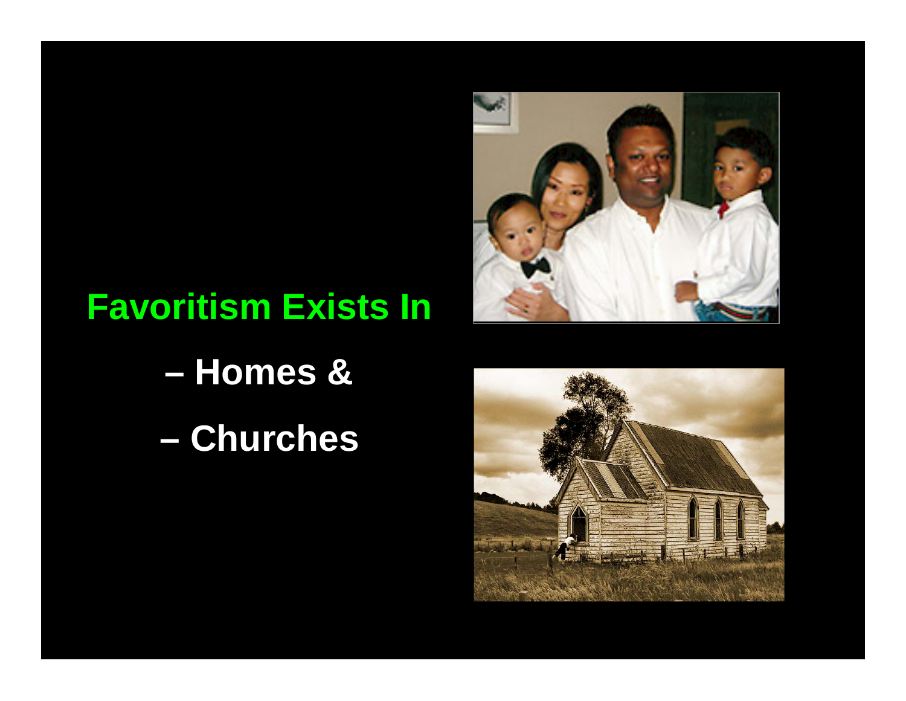## Favoritism Exists In

- Homes &
- Churches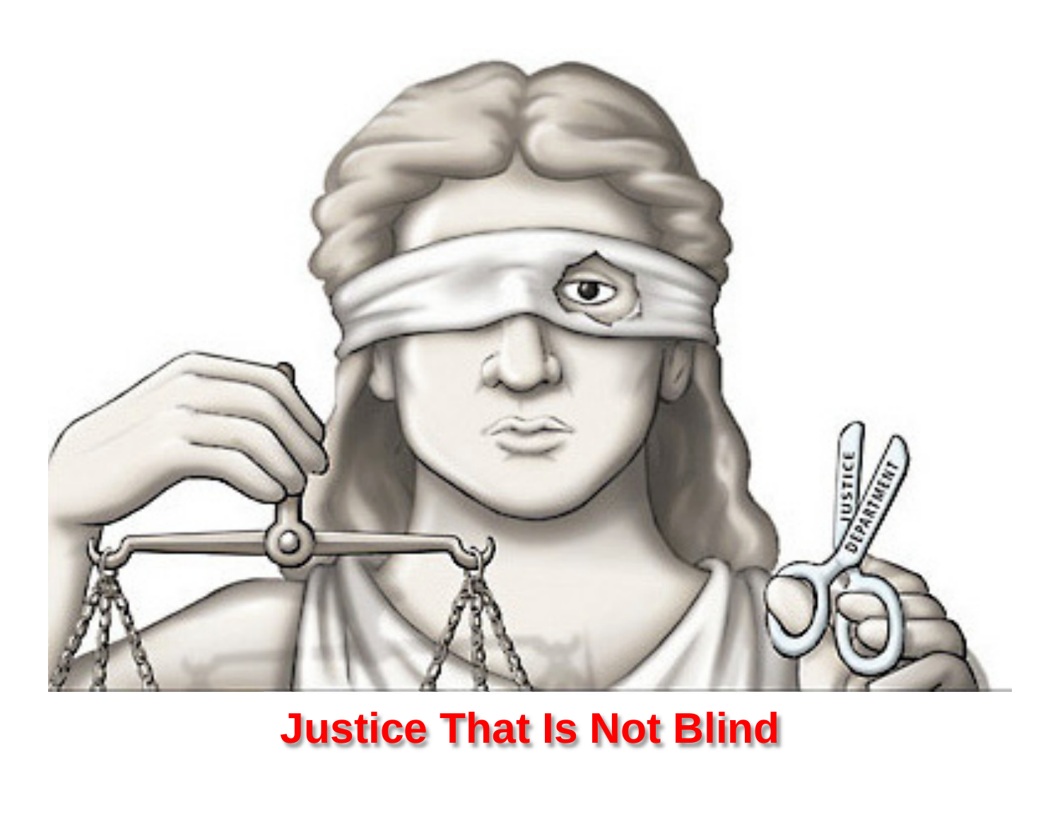**Justice That Is Not Blind**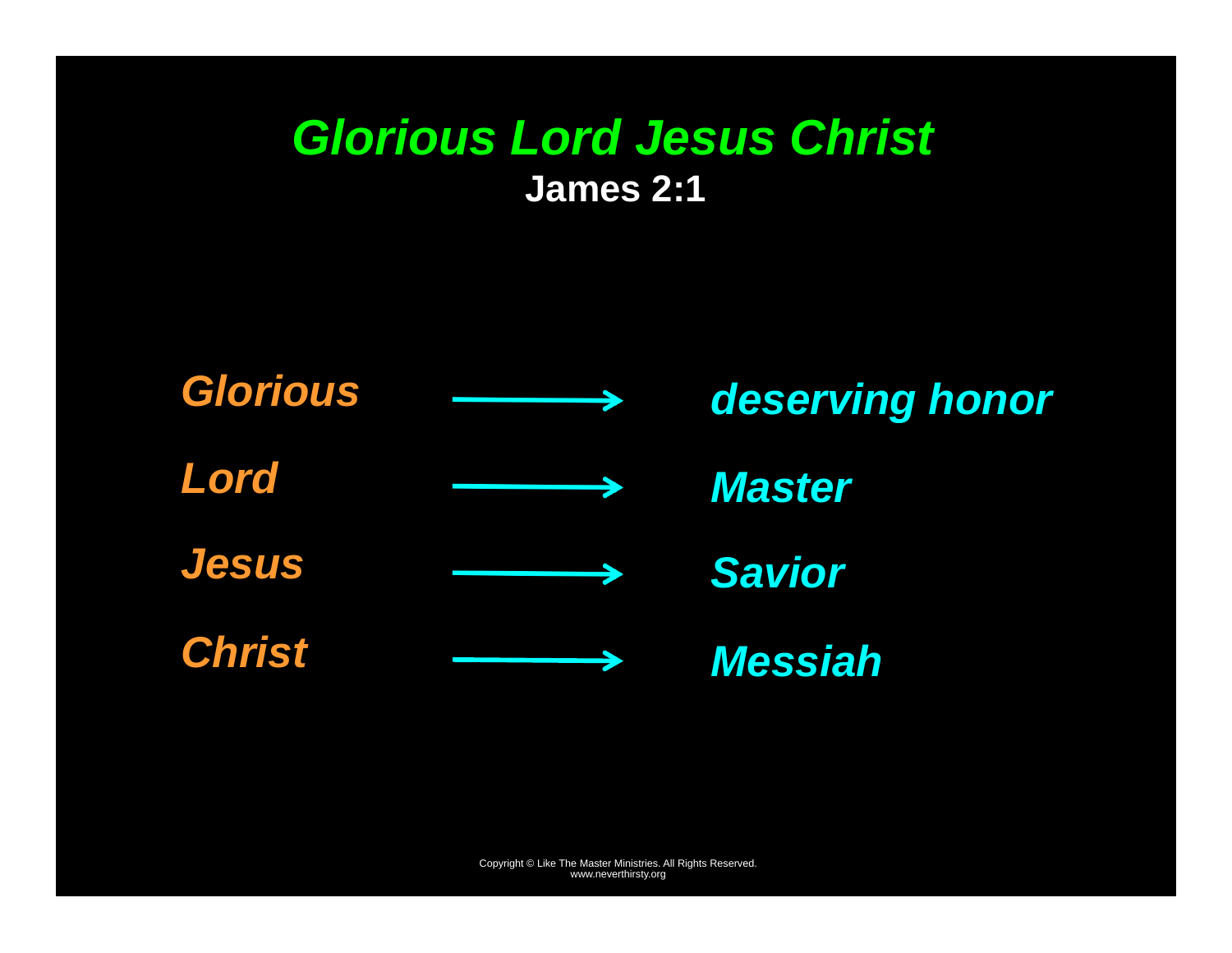# *Glorious Lord Jesus Christ*

**James 2:1**

*Glorious* → *deserving honor*

*Lord* → *Master*

*Jesus* → *Savior*

*Christ* → *Messiah*

Copyright © Like The Master Ministries. All Rights Reserved.
www.neverthirsty.org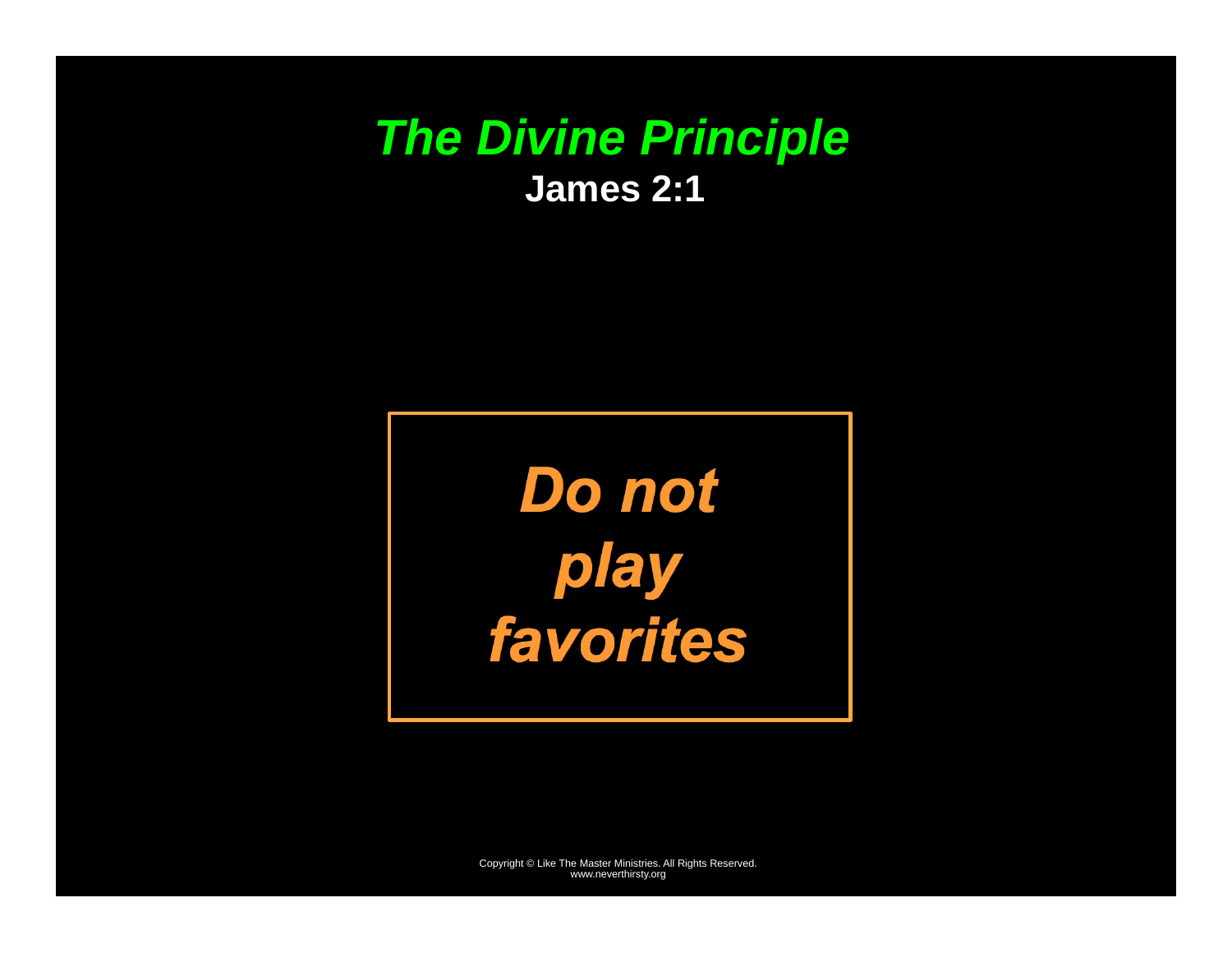# *The Divine Principle*

**James 2:1**

***Do not play favorites***

Copyright © Like The Master Ministries. All Rights Reserved.
www.neverthirsty.org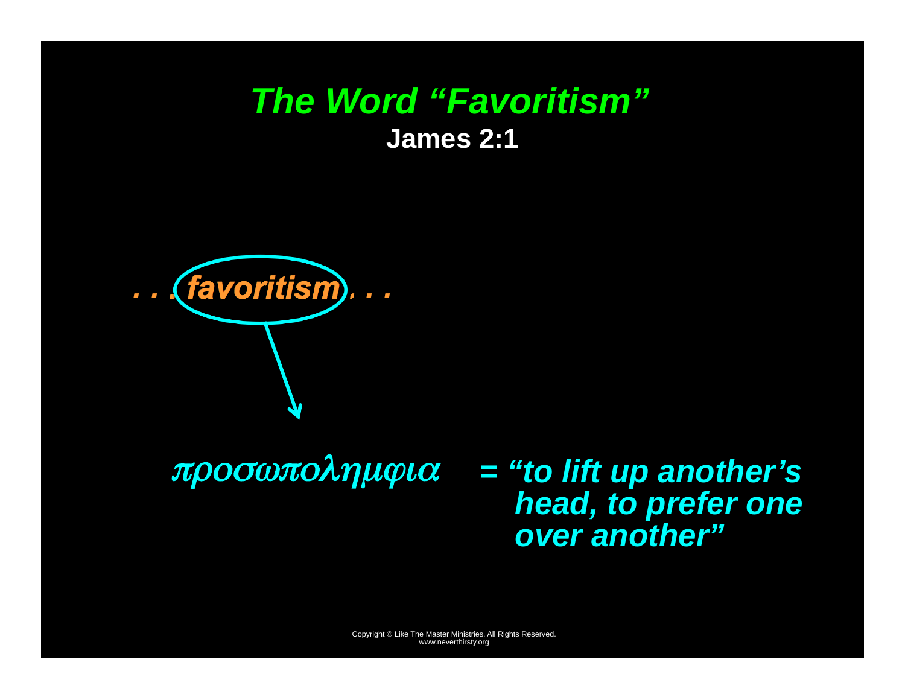# *The Word "Favoritism"*

**James 2:1**

***. . . favoritism . . .***

*προσωποληµψια* ***= "to lift up another's head, to prefer one over another"***

Copyright © Like The Master Ministries. All Rights Reserved.
www.neverthirsty.org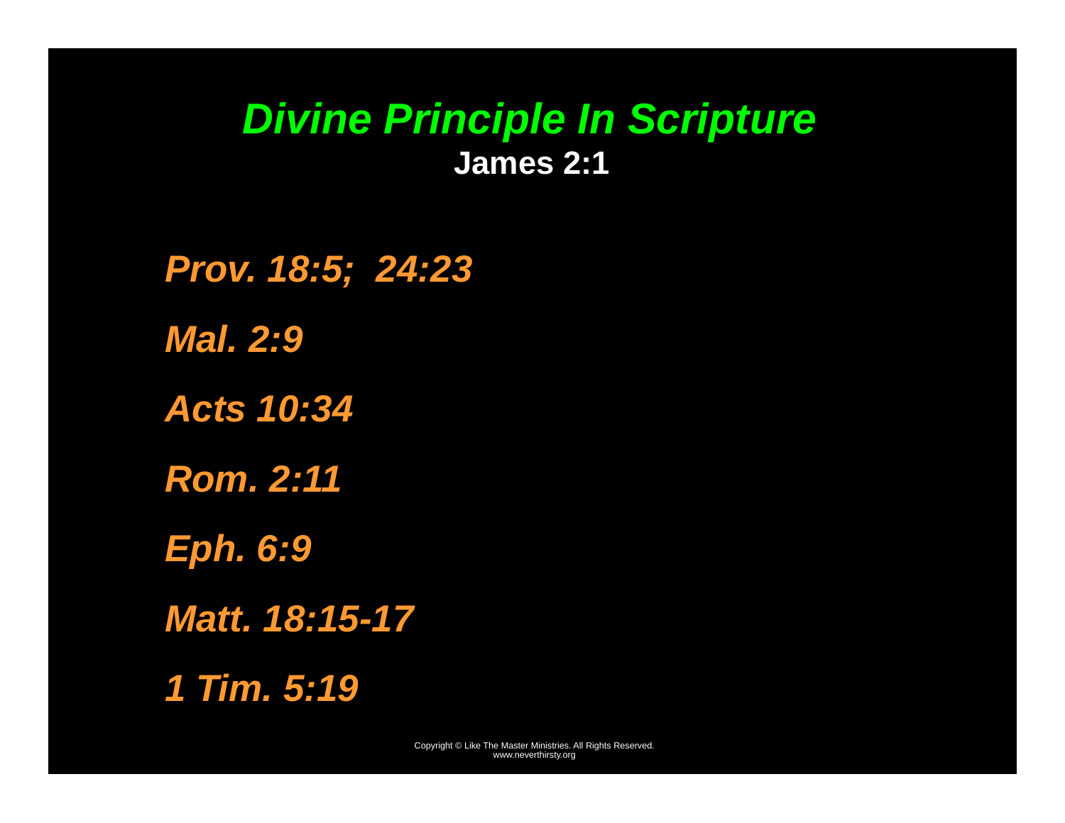# *Divine Principle In Scripture*

**James 2:1**

*Prov. 18:5;  24:23*

*Mal. 2:9*

*Acts 10:34*

*Rom. 2:11*

*Eph. 6:9*

*Matt. 18:15-17*

*1 Tim. 5:19*

Copyright © Like The Master Ministries. All Rights Reserved.
www.neverthirsty.org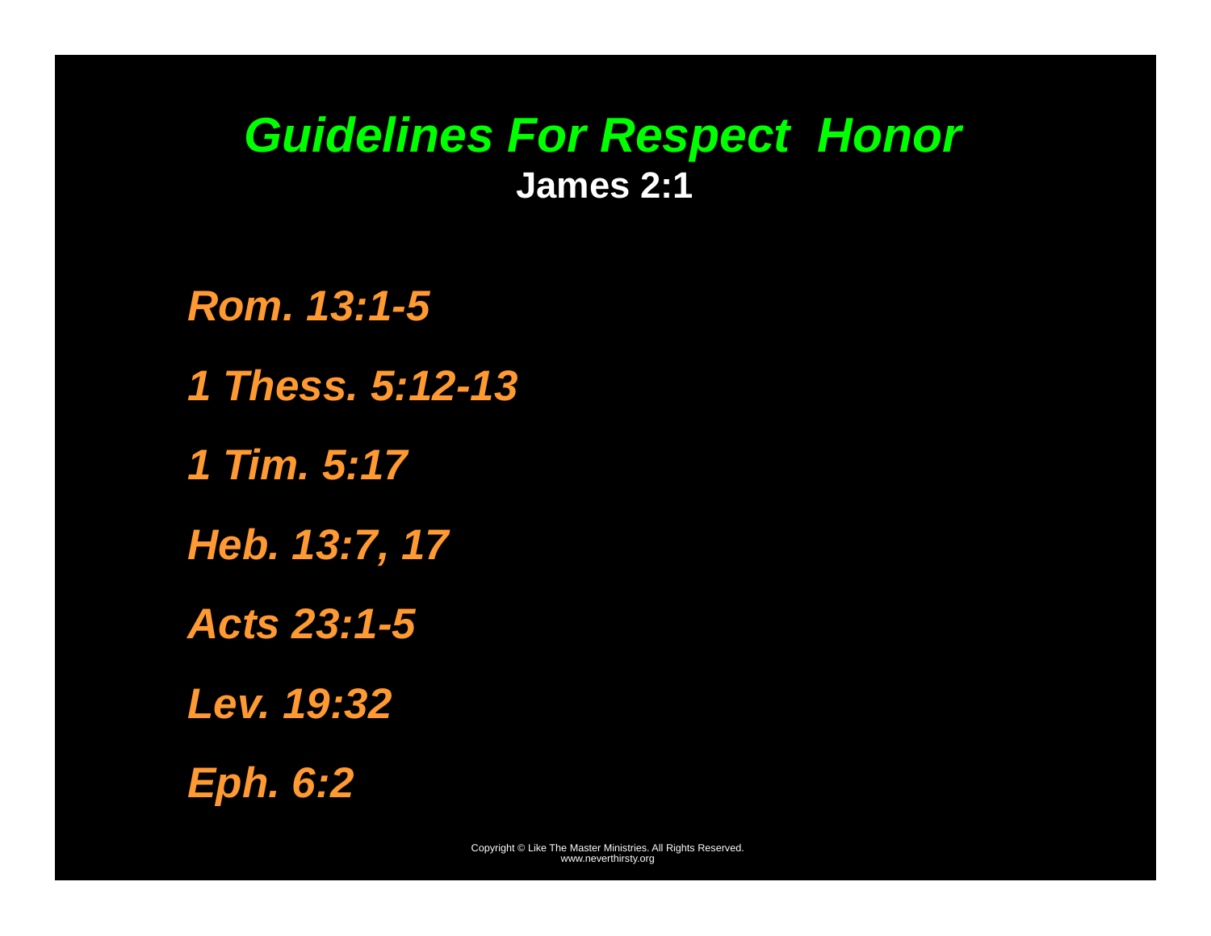# *Guidelines For Respect Honor*

**James 2:1**

*Rom. 13:1-5*

*1 Thess. 5:12-13*

*1 Tim. 5:17*

*Heb. 13:7, 17*

*Acts 23:1-5*

*Lev. 19:32*

*Eph. 6:2*

Copyright © Like The Master Ministries. All Rights Reserved.
www.neverthirsty.org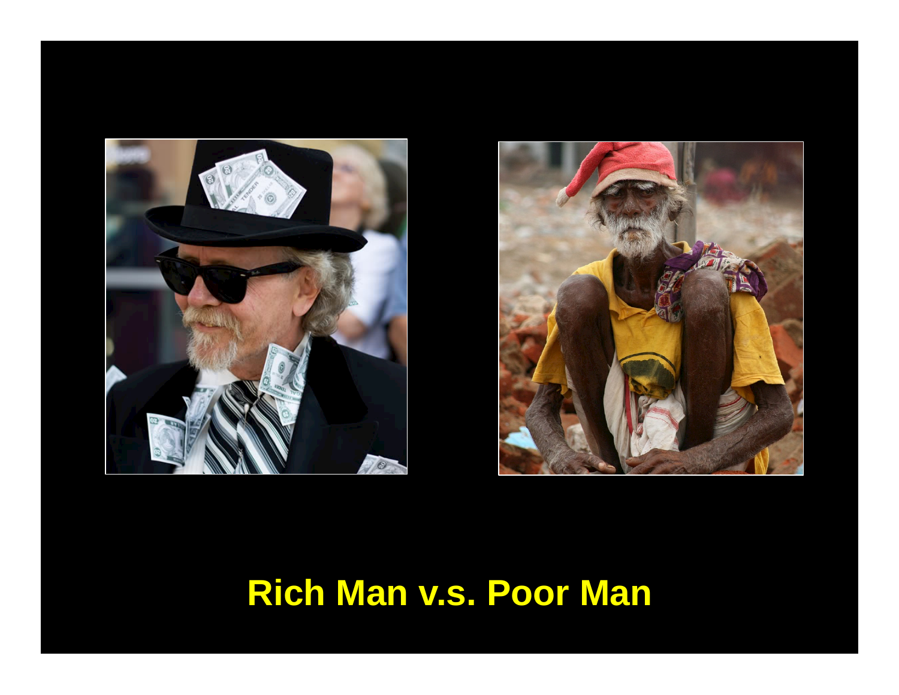Rich Man v.s. Poor Man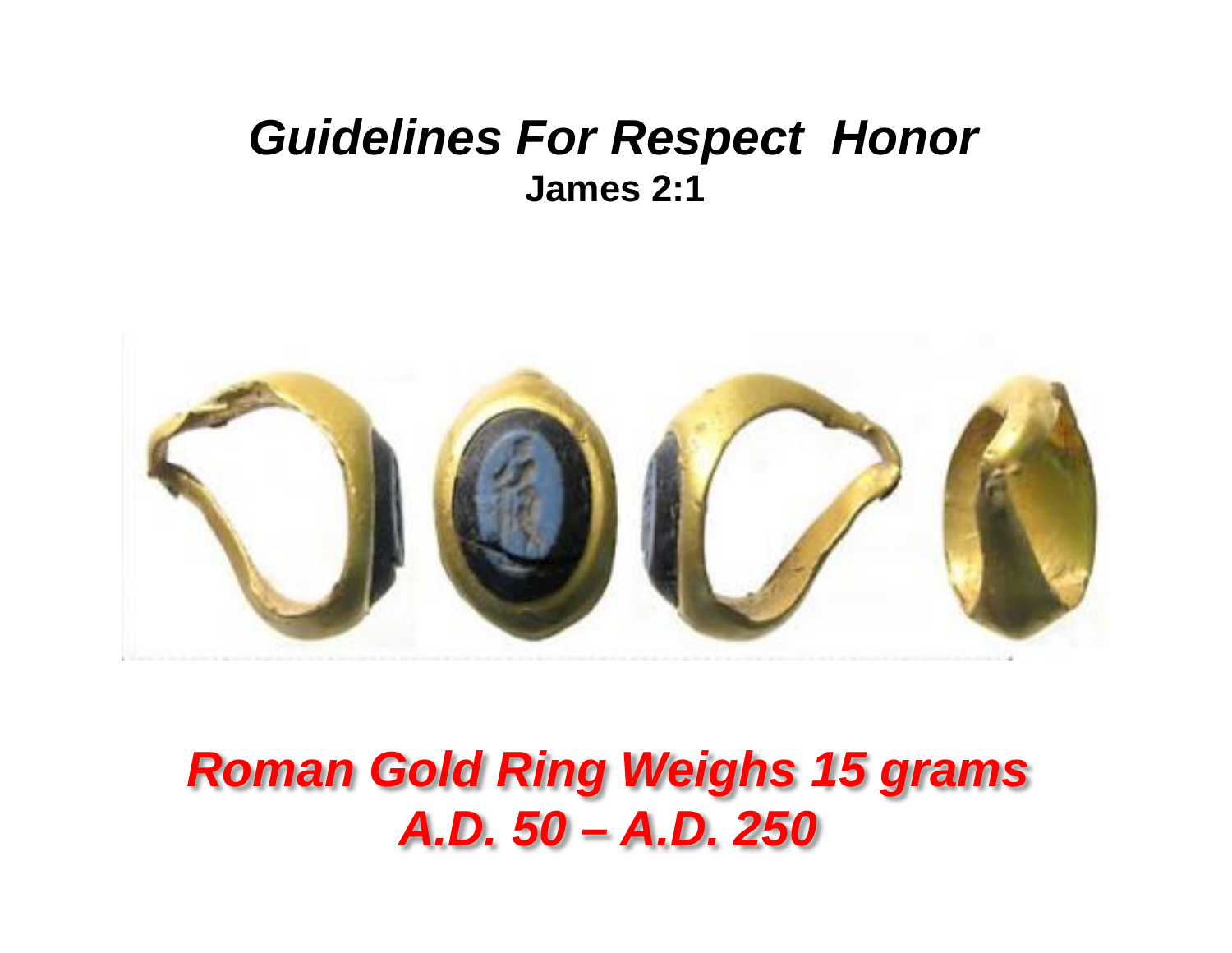# *Guidelines For Respect Honor*

**James 2:1**

***Roman Gold Ring Weighs 15 grams***
***A.D. 50 – A.D. 250***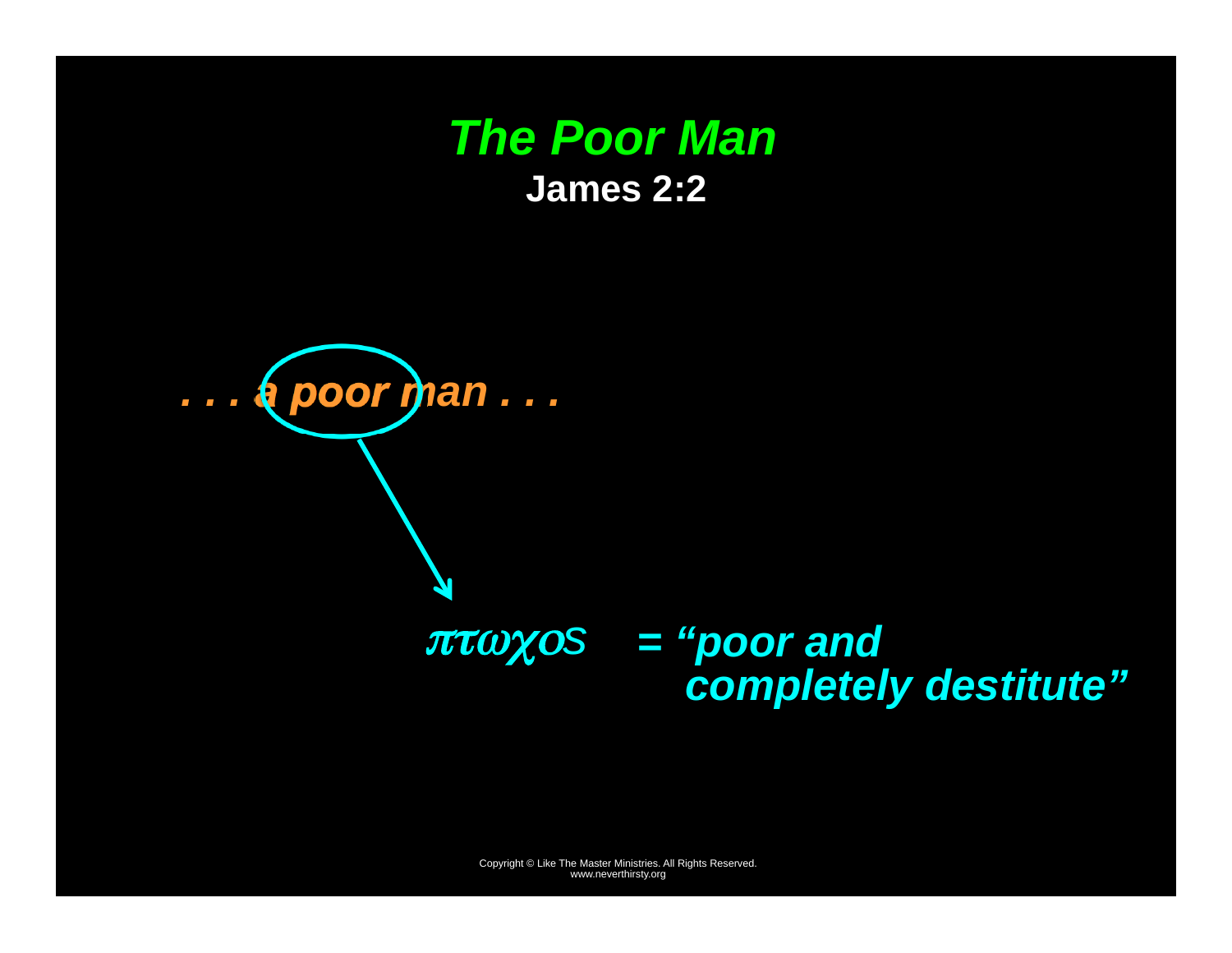# *The Poor Man*

**James 2:2**

***. . . a poor man . . .***

*πτωχος* ***= "poor and completely destitute"***

Copyright © Like The Master Ministries. All Rights Reserved.
www.neverthirsty.org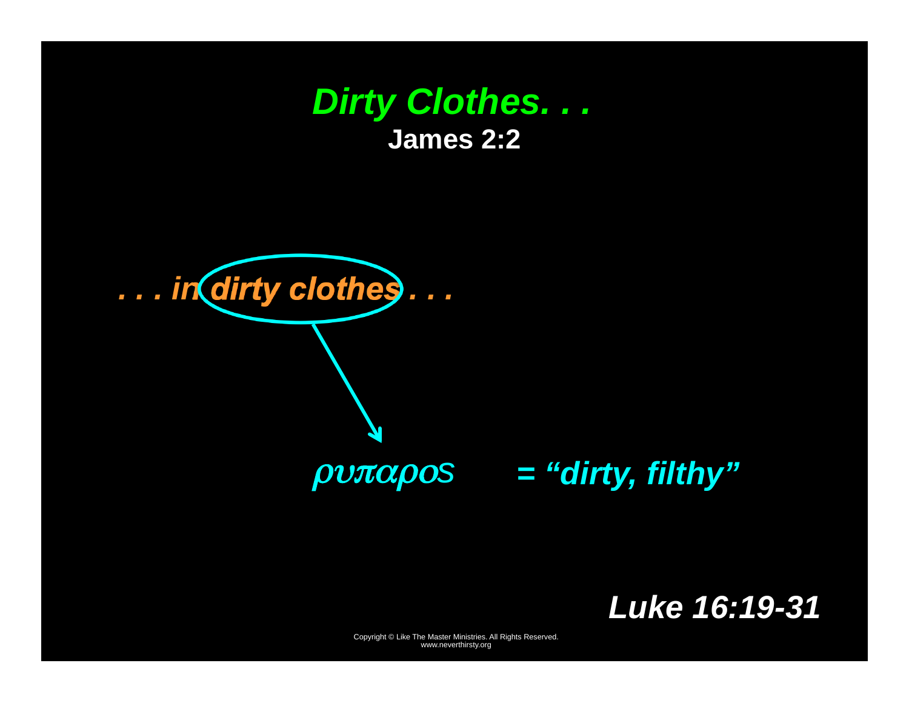# *Dirty Clothes. . .*

**James 2:2**

***. . . in dirty clothes . . .***

$\rho\upsilon\pi\alpha\rho o\varsigma$ ***= "dirty, filthy"***

***Luke 16:19-31***

Copyright © Like The Master Ministries. All Rights Reserved.
www.neverthirsty.org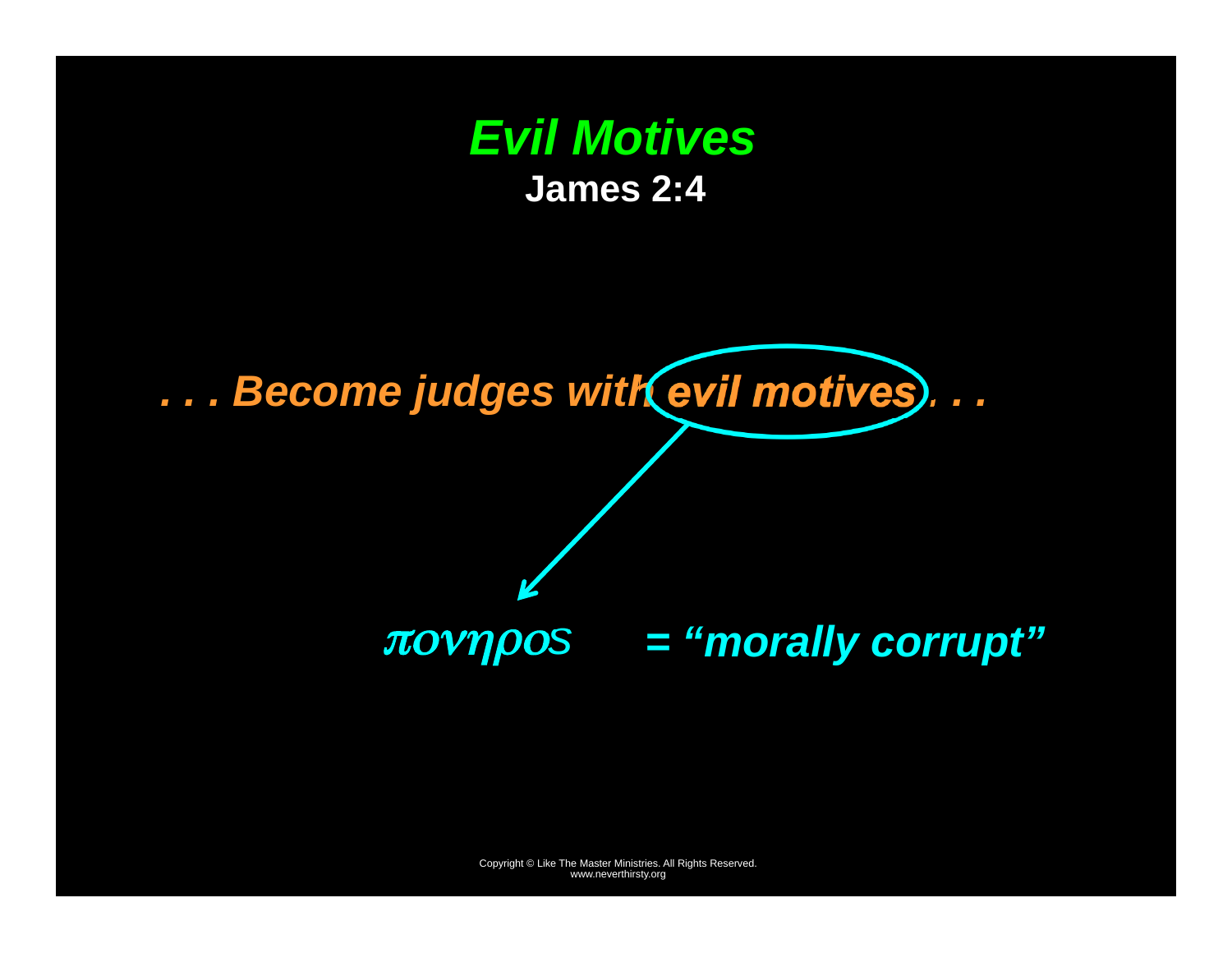# *Evil Motives*

**James 2:4**

***. . . Become judges with evil motives . . .***

πονηρος = ***"morally corrupt"***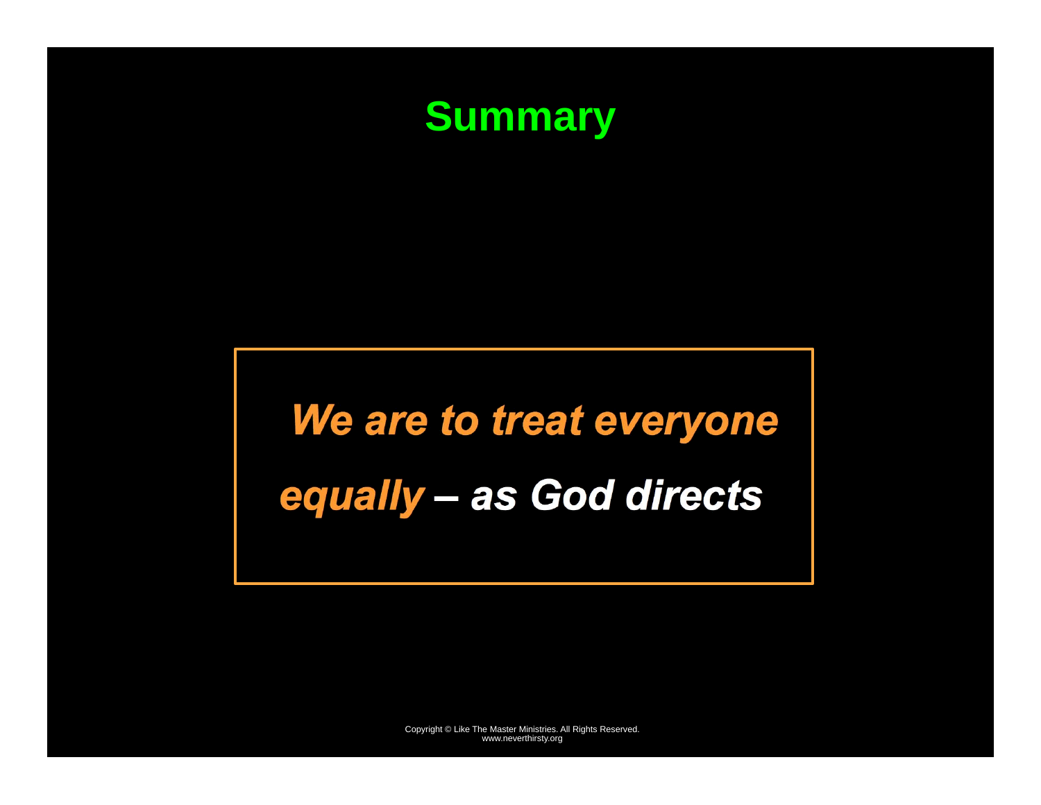# Summary

***We are to treat everyone equally – as God directs***

Copyright © Like The Master Ministries. All Rights Reserved.
www.neverthirsty.org